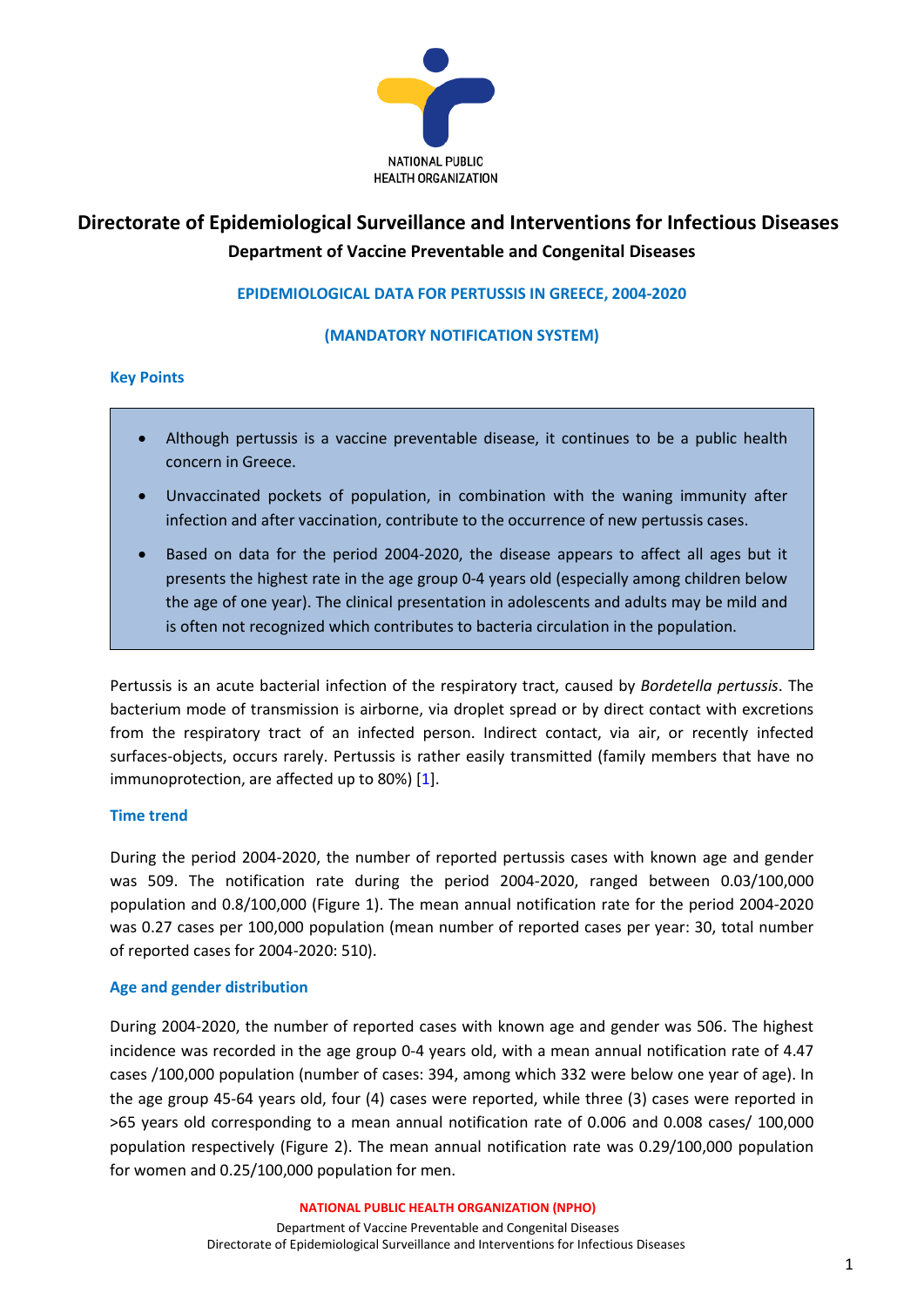# Directorate of Epidemiological Surveillance and Interventions for Infectious Diseases

## Department of Vaccine Preventable and Congenital Diseases

### EPIDEMIOLOGICAL DATA FOR PERTUSSIS IN GREECE, 2004-2020

### (MANDATORY NOTIFICATION SYSTEM)

### Key Points

- Although pertussis is a vaccine preventable disease, it continues to be a public health concern in Greece.
- Unvaccinated pockets of population, in combination with the waning immunity after infection and after vaccination, contribute to the occurrence of new pertussis cases.
- Based on data for the period 2004-2020, the disease appears to affect all ages but it presents the highest rate in the age group 0-4 years old (especially among children below the age of one year). The clinical presentation in adolescents and adults may be mild and is often not recognized which contributes to bacteria circulation in the population.

Pertussis is an acute bacterial infection of the respiratory tract, caused by *Bordetella pertussis*. The bacterium mode of transmission is airborne, via droplet spread or by direct contact with excretions from the respiratory tract of an infected person. Indirect contact, via air, or recently infected surfaces-objects, occurs rarely. Pertussis is rather easily transmitted (family members that have no immunoprotection, are affected up to 80%) [1].

### Time trend

During the period 2004-2020, the number of reported pertussis cases with known age and gender was 509. The notification rate during the period 2004-2020, ranged between 0.03/100,000 population and 0.8/100,000 (Figure 1). The mean annual notification rate for the period 2004-2020 was 0.27 cases per 100,000 population (mean number of reported cases per year: 30, total number of reported cases for 2004-2020: 510).

### Age and gender distribution

During 2004-2020, the number of reported cases with known age and gender was 506. The highest incidence was recorded in the age group 0-4 years old, with a mean annual notification rate of 4.47 cases /100,000 population (number of cases: 394, among which 332 were below one year of age). In the age group 45-64 years old, four (4) cases were reported, while three (3) cases were reported in >65 years old corresponding to a mean annual notification rate of 0.006 and 0.008 cases/ 100,000 population respectively (Figure 2). The mean annual notification rate was 0.29/100,000 population for women and 0.25/100,000 population for men.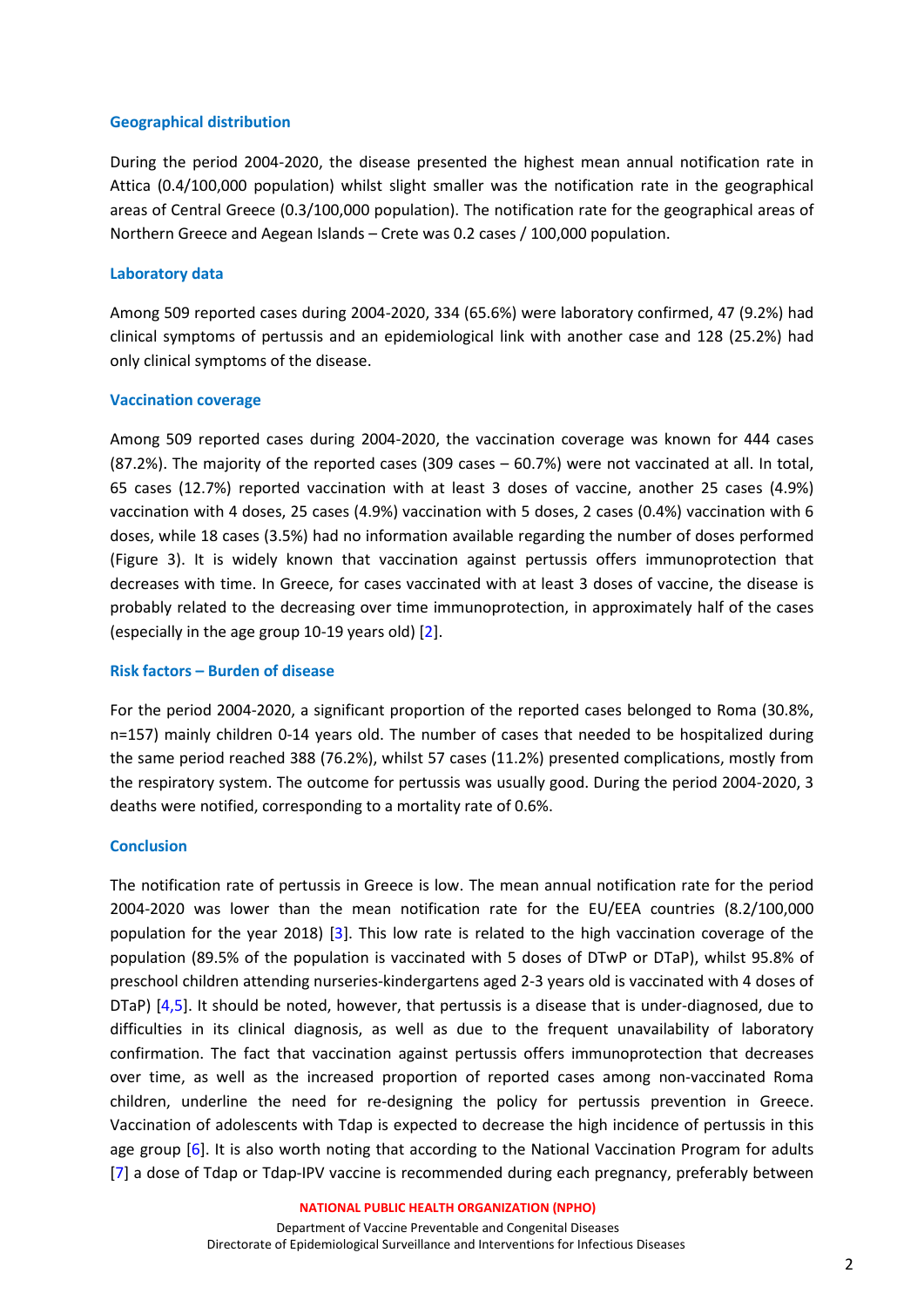### Geographical distribution

During the period 2004-2020, the disease presented the highest mean annual notification rate in Attica (0.4/100,000 population) whilst slight smaller was the notification rate in the geographical areas of Central Greece (0.3/100,000 population). The notification rate for the geographical areas of Northern Greece and Aegean Islands – Crete was 0.2 cases / 100,000 population.

### Laboratory data

Among 509 reported cases during 2004-2020, 334 (65.6%) were laboratory confirmed, 47 (9.2%) had clinical symptoms of pertussis and an epidemiological link with another case and 128 (25.2%) had only clinical symptoms of the disease.

### Vaccination coverage

Among 509 reported cases during 2004-2020, the vaccination coverage was known for 444 cases (87.2%). The majority of the reported cases (309 cases – 60.7%) were not vaccinated at all. In total, 65 cases (12.7%) reported vaccination with at least 3 doses of vaccine, another 25 cases (4.9%) vaccination with 4 doses, 25 cases (4.9%) vaccination with 5 doses, 2 cases (0.4%) vaccination with 6 doses, while 18 cases (3.5%) had no information available regarding the number of doses performed (Figure 3). It is widely known that vaccination against pertussis offers immunoprotection that decreases with time. In Greece, for cases vaccinated with at least 3 doses of vaccine, the disease is probably related to the decreasing over time immunoprotection, in approximately half of the cases (especially in the age group 10-19 years old) [2].

### Risk factors – Burden of disease

For the period 2004-2020, a significant proportion of the reported cases belonged to Roma (30.8%, n=157) mainly children 0-14 years old. The number of cases that needed to be hospitalized during the same period reached 388 (76.2%), whilst 57 cases (11.2%) presented complications, mostly from the respiratory system. The outcome for pertussis was usually good. During the period 2004-2020, 3 deaths were notified, corresponding to a mortality rate of 0.6%.

### Conclusion

The notification rate of pertussis in Greece is low. The mean annual notification rate for the period 2004-2020 was lower than the mean notification rate for the EU/EEA countries (8.2/100,000 population for the year 2018) [3]. This low rate is related to the high vaccination coverage of the population (89.5% of the population is vaccinated with 5 doses of DTwP or DTaP), whilst 95.8% of preschool children attending nurseries-kindergartens aged 2-3 years old is vaccinated with 4 doses of DTaP) [4,5]. It should be noted, however, that pertussis is a disease that is under-diagnosed, due to difficulties in its clinical diagnosis, as well as due to the frequent unavailability of laboratory confirmation. The fact that vaccination against pertussis offers immunoprotection that decreases over time, as well as the increased proportion of reported cases among non-vaccinated Roma children, underline the need for re-designing the policy for pertussis prevention in Greece. Vaccination of adolescents with Tdap is expected to decrease the high incidence of pertussis in this age group [6]. It is also worth noting that according to the National Vaccination Program for adults [7] a dose of Tdap or Tdap-IPV vaccine is recommended during each pregnancy, preferably between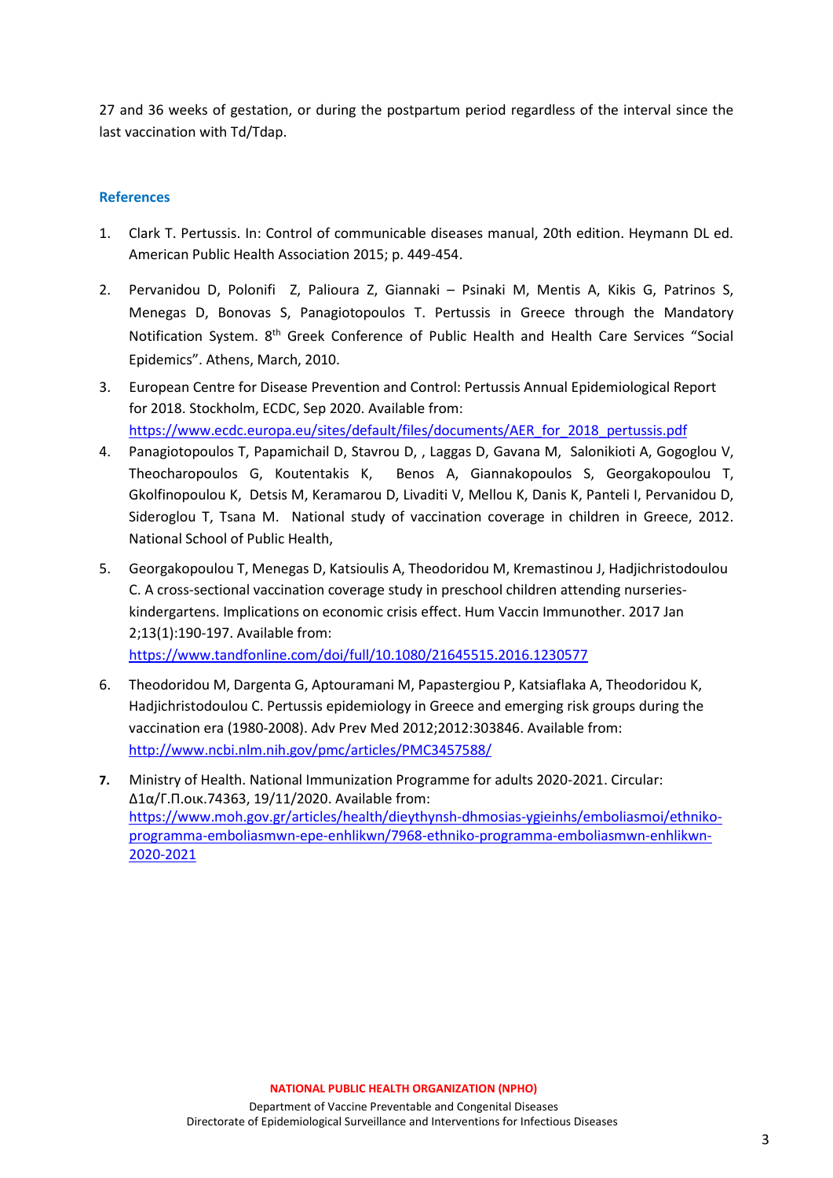27 and 36 weeks of gestation, or during the postpartum period regardless of the interval since the last vaccination with Td/Tdap.

## References

1. Clark T. Pertussis. In: Control of communicable diseases manual, 20th edition. Heymann DL ed. American Public Health Association 2015; p. 449-454.

2. Pervanidou D, Polonifi Z, Palioura Z, Giannaki – Psinaki M, Mentis A, Kikis G, Patrinos S, Menegas D, Bonovas S, Panagiotopoulos T. Pertussis in Greece through the Mandatory Notification System. 8th Greek Conference of Public Health and Health Care Services "Social Epidemics". Athens, March, 2010.

3. European Centre for Disease Prevention and Control: Pertussis Annual Epidemiological Report for 2018. Stockholm, ECDC, Sep 2020. Available from: https://www.ecdc.europa.eu/sites/default/files/documents/AER_for_2018_pertussis.pdf

4. Panagiotopoulos T, Papamichail D, Stavrou D, , Laggas D, Gavana M, Salonikioti A, Gogoglou V, Theocharopoulos G, Koutentakis K, Benos A, Giannakopoulos S, Georgakopoulou T, Gkolfinopoulou K, Detsis M, Keramarou D, Livaditi V, Mellou K, Danis K, Panteli I, Pervanidou D, Sideroglou T, Tsana M. National study of vaccination coverage in children in Greece, 2012. National School of Public Health,

5. Georgakopoulou T, Menegas D, Katsioulis A, Theodoridou M, Kremastinou J, Hadjichristodoulou C. A cross-sectional vaccination coverage study in preschool children attending nurseries-kindergartens. Implications on economic crisis effect. Hum Vaccin Immunother. 2017 Jan 2;13(1):190-197. Available from: https://www.tandfonline.com/doi/full/10.1080/21645515.2016.1230577

6. Theodoridou M, Dargenta G, Aptouramani M, Papastergiou P, Katsiaflaka A, Theodoridou K, Hadjichristodoulou C. Pertussis epidemiology in Greece and emerging risk groups during the vaccination era (1980-2008). Adv Prev Med 2012;2012:303846. Available from: http://www.ncbi.nlm.nih.gov/pmc/articles/PMC3457588/

7. Ministry of Health. National Immunization Programme for adults 2020-2021. Circular: Δ1α/Γ.Π.οικ.74363, 19/11/2020. Available from: https://www.moh.gov.gr/articles/health/dieythynsh-dhmosias-ygieinhs/emboliasmoi/ethniko-programma-emboliasmwn-epe-enhlikwn/7968-ethniko-programma-emboliasmwn-enhlikwn-2020-2021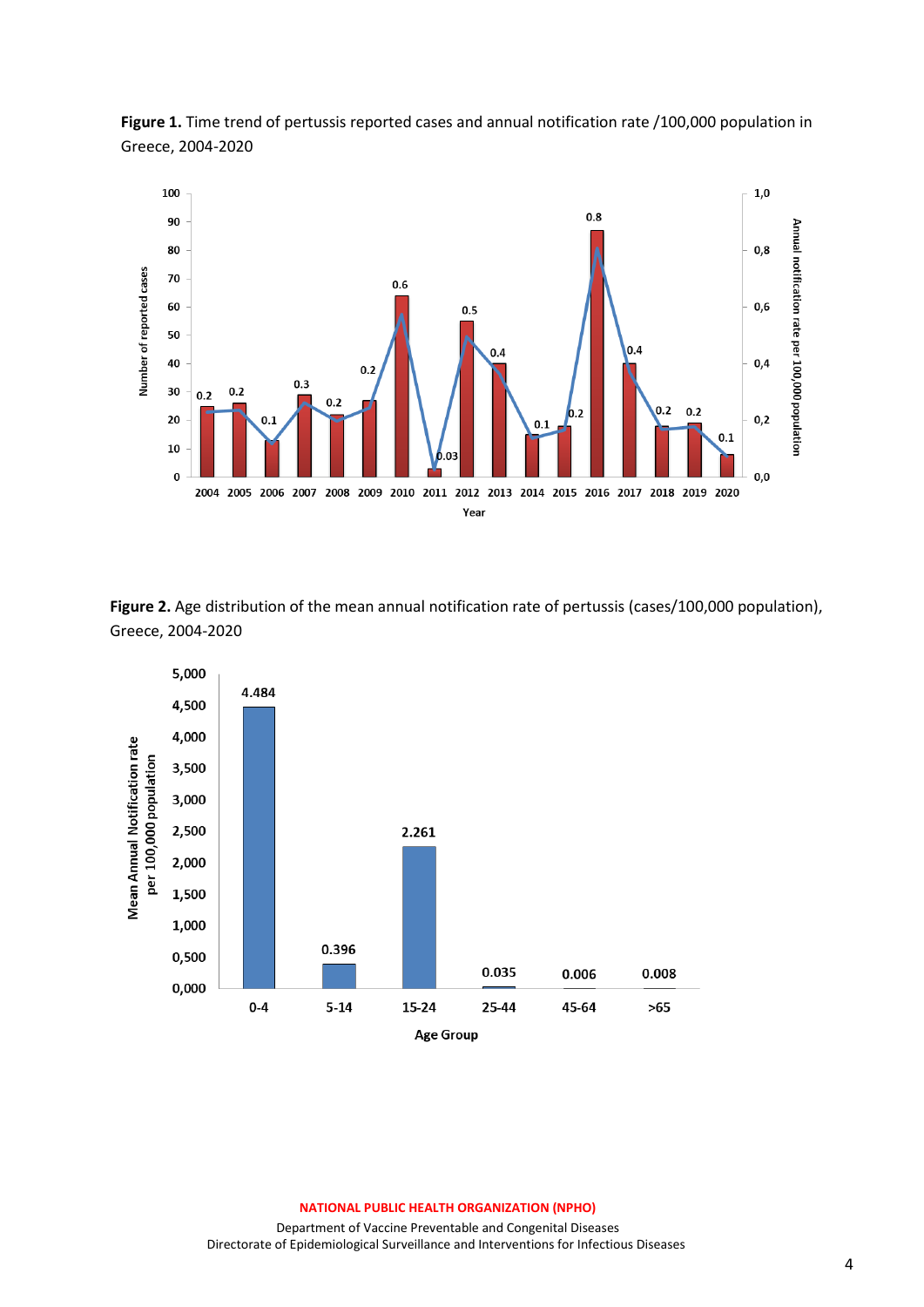**Figure 1.** Time trend of pertussis reported cases and annual notification rate /100,000 population in Greece, 2004-2020

**Figure 2.** Age distribution of the mean annual notification rate of pertussis (cases/100,000 population), Greece, 2004-2020

NATIONAL PUBLIC HEALTH ORGANIZATION (NPHO)
Department of Vaccine Preventable and Congenital Diseases
Directorate of Epidemiological Surveillance and Interventions for Infectious Diseases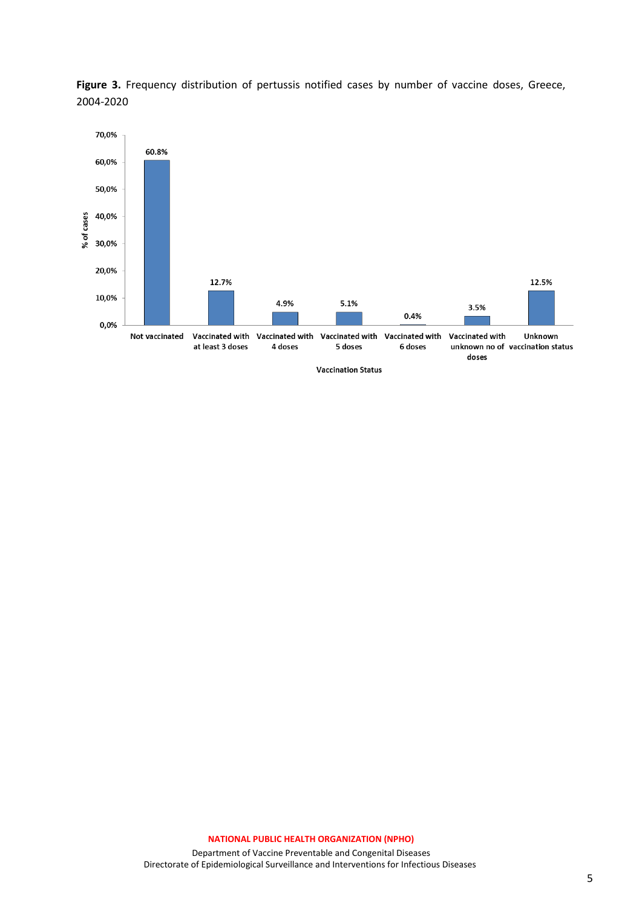**Figure 3.** Frequency distribution of pertussis notified cases by number of vaccine doses, Greece, 2004-2020

70,0%
60,0%
50,0%
40,0%
30,0%
20,0%
10,0%
0,0%

% of cases

60.8%
12.7%
4.9%
5.1%
0.4%
3.5%
12.5%

Not vaccinated
Vaccinated with at least 3 doses
Vaccinated with 4 doses
Vaccinated with 5 doses
Vaccinated with 6 doses
Vaccinated with unknown no of doses
Unknown vaccination status

Vaccination Status

**NATIONAL PUBLIC HEALTH ORGANIZATION (NPHO)**

Department of Vaccine Preventable and Congenital Diseases

Directorate of Epidemiological Surveillance and Interventions for Infectious Diseases